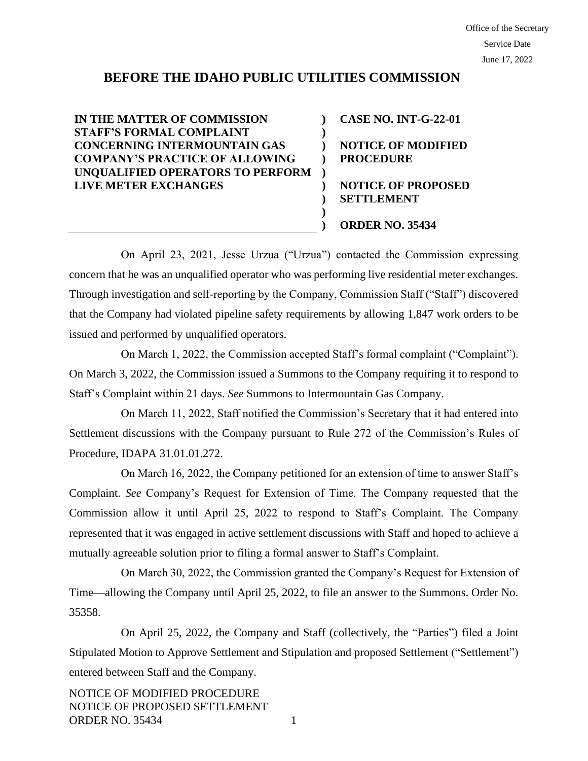Office of the Secretary
Service Date
June 17, 2022

# BEFORE THE IDAHO PUBLIC UTILITIES COMMISSION

| | |
|---|---|
| **IN THE MATTER OF COMMISSION STAFF'S FORMAL COMPLAINT CONCERNING INTERMOUNTAIN GAS COMPANY'S PRACTICE OF ALLOWING UNQUALIFIED OPERATORS TO PERFORM LIVE METER EXCHANGES** | **CASE NO. INT-G-22-01**<br><br>**NOTICE OF MODIFIED PROCEDURE**<br><br>**NOTICE OF PROPOSED SETTLEMENT**<br><br>**ORDER NO. 35434** |

On April 23, 2021, Jesse Urzua ("Urzua") contacted the Commission expressing concern that he was an unqualified operator who was performing live residential meter exchanges. Through investigation and self-reporting by the Company, Commission Staff ("Staff") discovered that the Company had violated pipeline safety requirements by allowing 1,847 work orders to be issued and performed by unqualified operators.

On March 1, 2022, the Commission accepted Staff's formal complaint ("Complaint"). On March 3, 2022, the Commission issued a Summons to the Company requiring it to respond to Staff's Complaint within 21 days. *See* Summons to Intermountain Gas Company.

On March 11, 2022, Staff notified the Commission's Secretary that it had entered into Settlement discussions with the Company pursuant to Rule 272 of the Commission's Rules of Procedure, IDAPA 31.01.01.272.

On March 16, 2022, the Company petitioned for an extension of time to answer Staff's Complaint. *See* Company's Request for Extension of Time. The Company requested that the Commission allow it until April 25, 2022 to respond to Staff's Complaint. The Company represented that it was engaged in active settlement discussions with Staff and hoped to achieve a mutually agreeable solution prior to filing a formal answer to Staff's Complaint.

On March 30, 2022, the Commission granted the Company's Request for Extension of Time—allowing the Company until April 25, 2022, to file an answer to the Summons. Order No. 35358.

On April 25, 2022, the Company and Staff (collectively, the "Parties") filed a Joint Stipulated Motion to Approve Settlement and Stipulation and proposed Settlement ("Settlement") entered between Staff and the Company.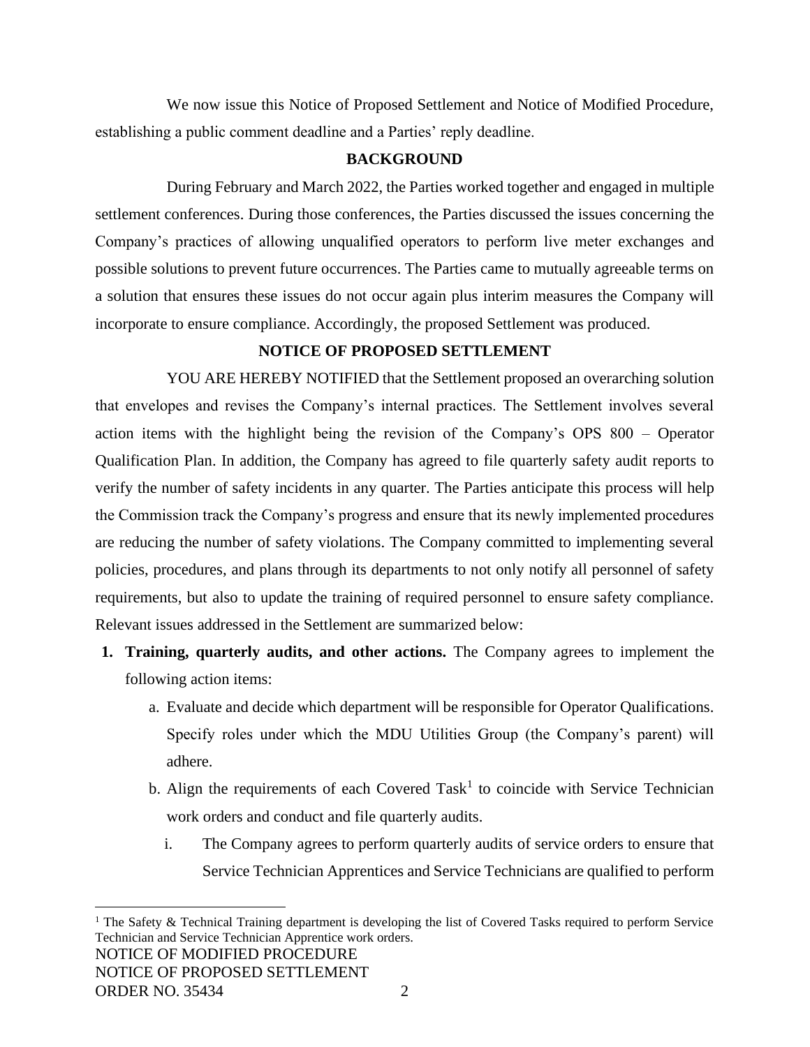We now issue this Notice of Proposed Settlement and Notice of Modified Procedure, establishing a public comment deadline and a Parties' reply deadline.

## BACKGROUND

During February and March 2022, the Parties worked together and engaged in multiple settlement conferences. During those conferences, the Parties discussed the issues concerning the Company's practices of allowing unqualified operators to perform live meter exchanges and possible solutions to prevent future occurrences. The Parties came to mutually agreeable terms on a solution that ensures these issues do not occur again plus interim measures the Company will incorporate to ensure compliance. Accordingly, the proposed Settlement was produced.

## NOTICE OF PROPOSED SETTLEMENT

YOU ARE HEREBY NOTIFIED that the Settlement proposed an overarching solution that envelopes and revises the Company's internal practices. The Settlement involves several action items with the highlight being the revision of the Company's OPS 800 – Operator Qualification Plan. In addition, the Company has agreed to file quarterly safety audit reports to verify the number of safety incidents in any quarter. The Parties anticipate this process will help the Commission track the Company's progress and ensure that its newly implemented procedures are reducing the number of safety violations. The Company committed to implementing several policies, procedures, and plans through its departments to not only notify all personnel of safety requirements, but also to update the training of required personnel to ensure safety compliance. Relevant issues addressed in the Settlement are summarized below:

1. **Training, quarterly audits, and other actions.** The Company agrees to implement the following action items:
   a. Evaluate and decide which department will be responsible for Operator Qualifications. Specify roles under which the MDU Utilities Group (the Company's parent) will adhere.
   b. Align the requirements of each Covered Task[1] to coincide with Service Technician work orders and conduct and file quarterly audits.
      i. The Company agrees to perform quarterly audits of service orders to ensure that Service Technician Apprentices and Service Technicians are qualified to perform

[1] The Safety & Technical Training department is developing the list of Covered Tasks required to perform Service Technician and Service Technician Apprentice work orders.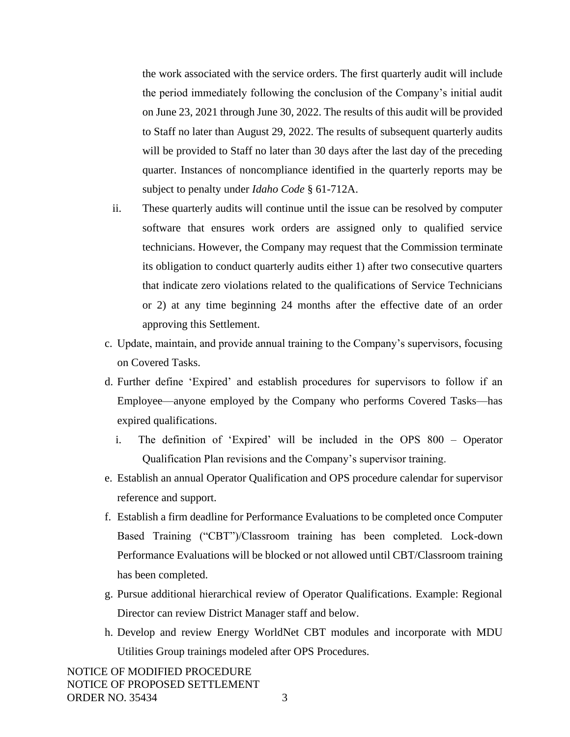the work associated with the service orders. The first quarterly audit will include the period immediately following the conclusion of the Company's initial audit on June 23, 2021 through June 30, 2022. The results of this audit will be provided to Staff no later than August 29, 2022. The results of subsequent quarterly audits will be provided to Staff no later than 30 days after the last day of the preceding quarter. Instances of noncompliance identified in the quarterly reports may be subject to penalty under *Idaho Code* § 61-712A.

   ii. These quarterly audits will continue until the issue can be resolved by computer software that ensures work orders are assigned only to qualified service technicians. However, the Company may request that the Commission terminate its obligation to conduct quarterly audits either 1) after two consecutive quarters that indicate zero violations related to the qualifications of Service Technicians or 2) at any time beginning 24 months after the effective date of an order approving this Settlement.

c. Update, maintain, and provide annual training to the Company's supervisors, focusing on Covered Tasks.

d. Further define 'Expired' and establish procedures for supervisors to follow if an Employee—anyone employed by the Company who performs Covered Tasks—has expired qualifications.

   i. The definition of 'Expired' will be included in the OPS 800 – Operator Qualification Plan revisions and the Company's supervisor training.

e. Establish an annual Operator Qualification and OPS procedure calendar for supervisor reference and support.

f. Establish a firm deadline for Performance Evaluations to be completed once Computer Based Training ("CBT")/Classroom training has been completed. Lock-down Performance Evaluations will be blocked or not allowed until CBT/Classroom training has been completed.

g. Pursue additional hierarchical review of Operator Qualifications. Example: Regional Director can review District Manager staff and below.

h. Develop and review Energy WorldNet CBT modules and incorporate with MDU Utilities Group trainings modeled after OPS Procedures.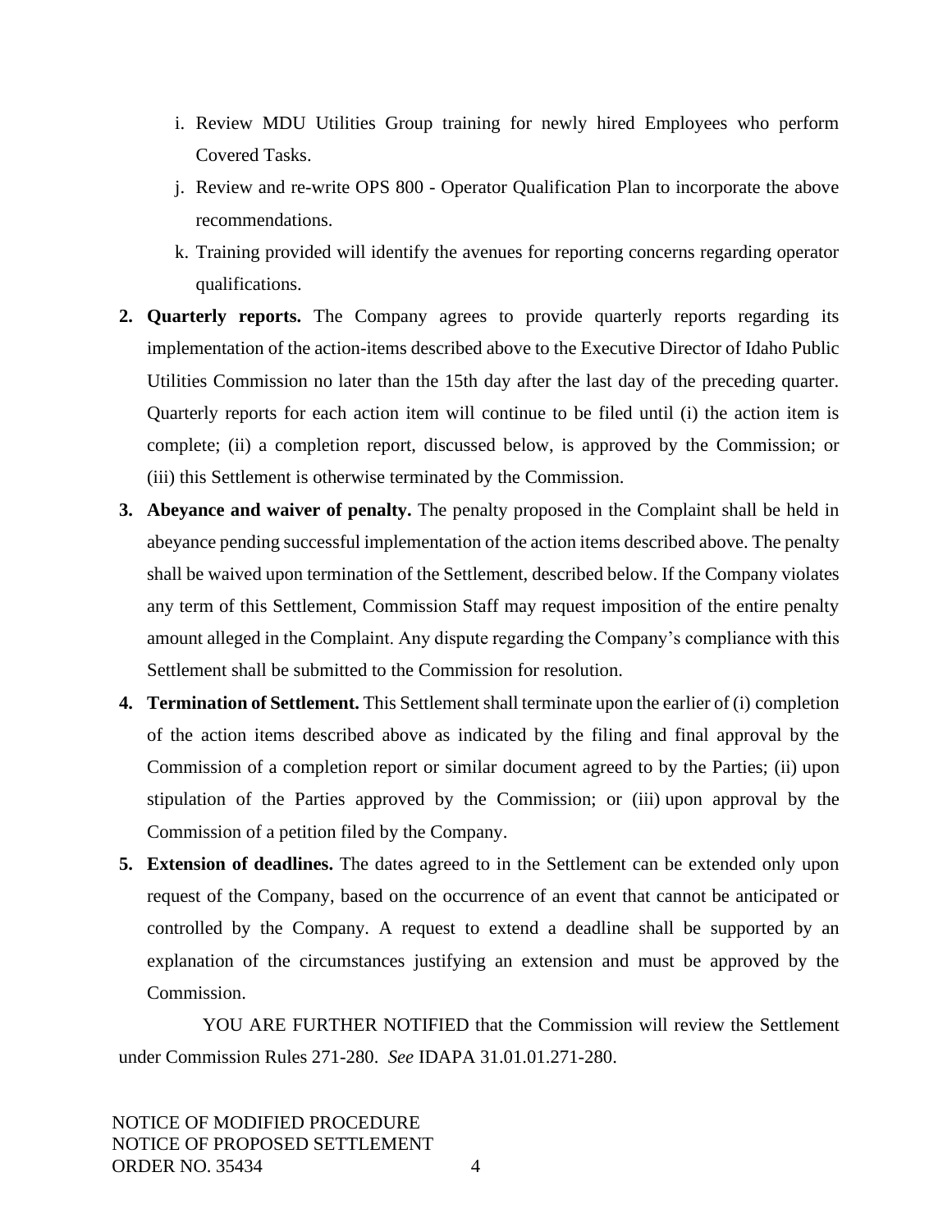i. Review MDU Utilities Group training for newly hired Employees who perform Covered Tasks.

j. Review and re-write OPS 800 - Operator Qualification Plan to incorporate the above recommendations.

k. Training provided will identify the avenues for reporting concerns regarding operator qualifications.

2. **Quarterly reports.** The Company agrees to provide quarterly reports regarding its implementation of the action-items described above to the Executive Director of Idaho Public Utilities Commission no later than the 15th day after the last day of the preceding quarter. Quarterly reports for each action item will continue to be filed until (i) the action item is complete; (ii) a completion report, discussed below, is approved by the Commission; or (iii) this Settlement is otherwise terminated by the Commission.

3. **Abeyance and waiver of penalty.** The penalty proposed in the Complaint shall be held in abeyance pending successful implementation of the action items described above. The penalty shall be waived upon termination of the Settlement, described below. If the Company violates any term of this Settlement, Commission Staff may request imposition of the entire penalty amount alleged in the Complaint. Any dispute regarding the Company's compliance with this Settlement shall be submitted to the Commission for resolution.

4. **Termination of Settlement.** This Settlement shall terminate upon the earlier of (i) completion of the action items described above as indicated by the filing and final approval by the Commission of a completion report or similar document agreed to by the Parties; (ii) upon stipulation of the Parties approved by the Commission; or (iii) upon approval by the Commission of a petition filed by the Company.

5. **Extension of deadlines.** The dates agreed to in the Settlement can be extended only upon request of the Company, based on the occurrence of an event that cannot be anticipated or controlled by the Company. A request to extend a deadline shall be supported by an explanation of the circumstances justifying an extension and must be approved by the Commission.

YOU ARE FURTHER NOTIFIED that the Commission will review the Settlement under Commission Rules 271-280. *See* IDAPA 31.01.01.271-280.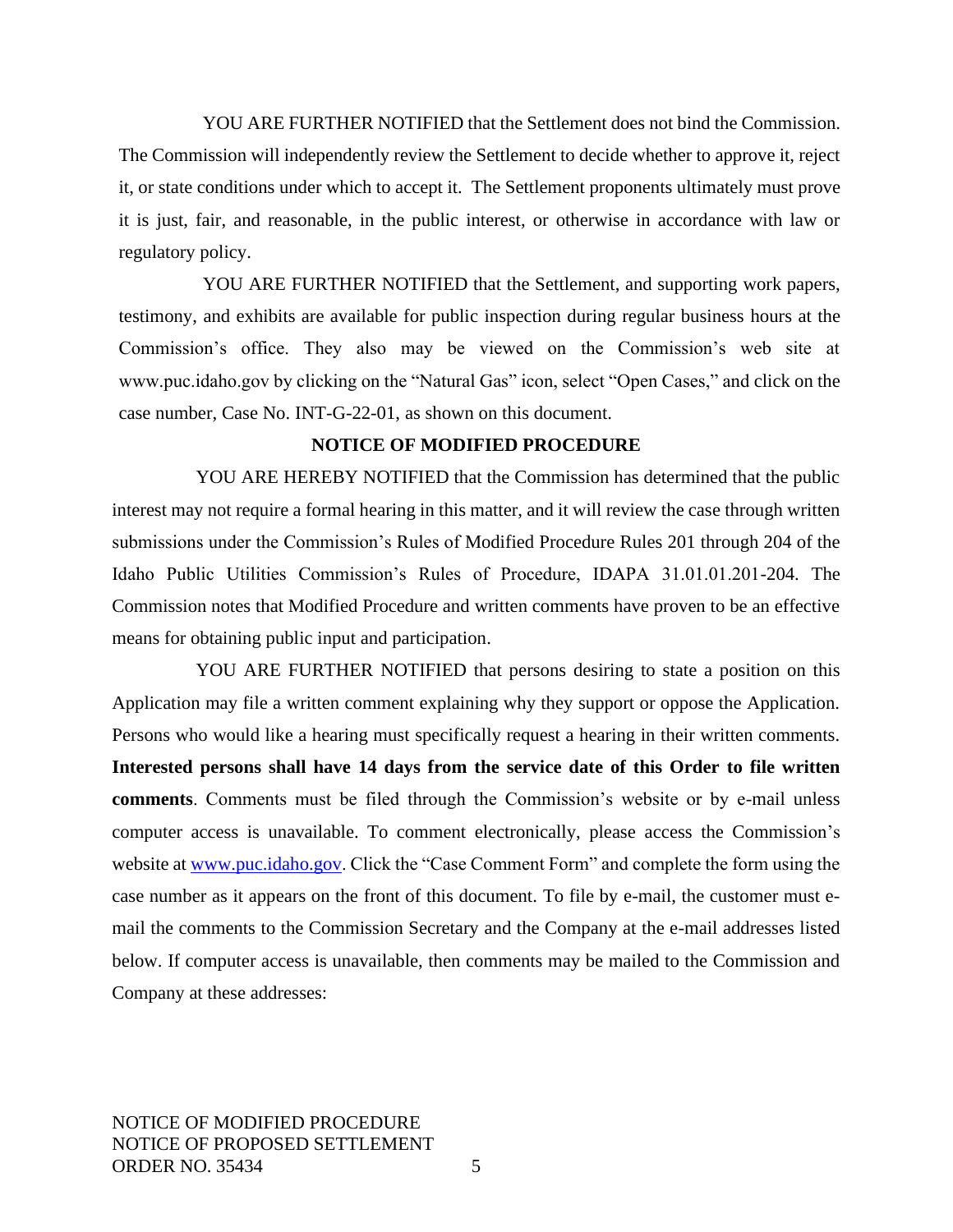YOU ARE FURTHER NOTIFIED that the Settlement does not bind the Commission. The Commission will independently review the Settlement to decide whether to approve it, reject it, or state conditions under which to accept it. The Settlement proponents ultimately must prove it is just, fair, and reasonable, in the public interest, or otherwise in accordance with law or regulatory policy.

YOU ARE FURTHER NOTIFIED that the Settlement, and supporting work papers, testimony, and exhibits are available for public inspection during regular business hours at the Commission's office. They also may be viewed on the Commission's web site at www.puc.idaho.gov by clicking on the "Natural Gas" icon, select "Open Cases," and click on the case number, Case No. INT-G-22-01, as shown on this document.

## NOTICE OF MODIFIED PROCEDURE

YOU ARE HEREBY NOTIFIED that the Commission has determined that the public interest may not require a formal hearing in this matter, and it will review the case through written submissions under the Commission's Rules of Modified Procedure Rules 201 through 204 of the Idaho Public Utilities Commission's Rules of Procedure, IDAPA 31.01.01.201-204. The Commission notes that Modified Procedure and written comments have proven to be an effective means for obtaining public input and participation.

YOU ARE FURTHER NOTIFIED that persons desiring to state a position on this Application may file a written comment explaining why they support or oppose the Application. Persons who would like a hearing must specifically request a hearing in their written comments. **Interested persons shall have 14 days from the service date of this Order to file written comments**. Comments must be filed through the Commission's website or by e-mail unless computer access is unavailable. To comment electronically, please access the Commission's website at www.puc.idaho.gov. Click the "Case Comment Form" and complete the form using the case number as it appears on the front of this document. To file by e-mail, the customer must e-mail the comments to the Commission Secretary and the Company at the e-mail addresses listed below. If computer access is unavailable, then comments may be mailed to the Commission and Company at these addresses: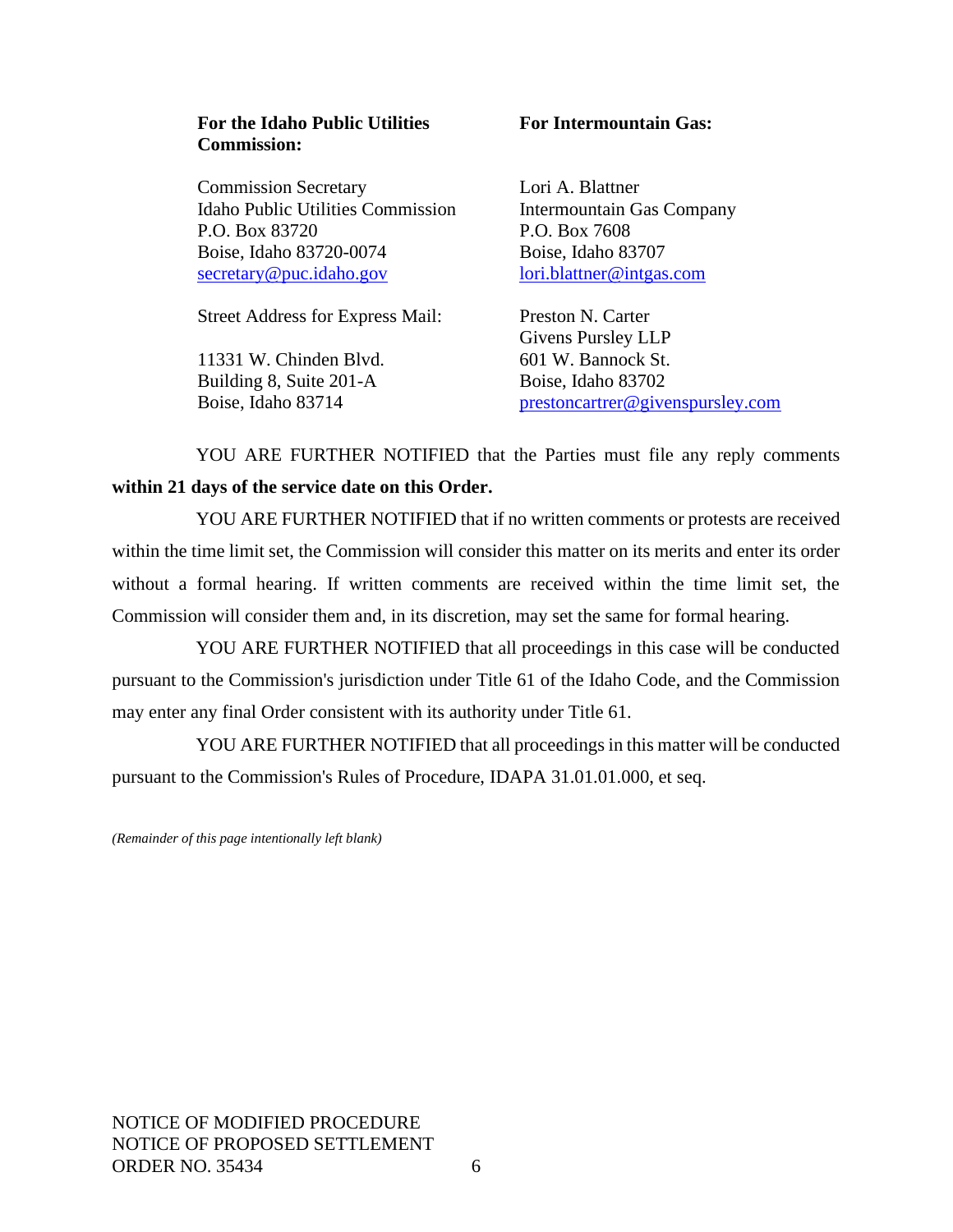**For the Idaho Public Utilities Commission:**

Commission Secretary
Idaho Public Utilities Commission
P.O. Box 83720
Boise, Idaho 83720-0074
secretary@puc.idaho.gov

Street Address for Express Mail:

11331 W. Chinden Blvd.
Building 8, Suite 201-A
Boise, Idaho 83714

**For Intermountain Gas:**

Lori A. Blattner
Intermountain Gas Company
P.O. Box 7608
Boise, Idaho 83707
lori.blattner@intgas.com

Preston N. Carter
Givens Pursley LLP
601 W. Bannock St.
Boise, Idaho 83702
prestoncartrer@givenspursley.com

YOU ARE FURTHER NOTIFIED that the Parties must file any reply comments **within 21 days of the service date on this Order.**

YOU ARE FURTHER NOTIFIED that if no written comments or protests are received within the time limit set, the Commission will consider this matter on its merits and enter its order without a formal hearing. If written comments are received within the time limit set, the Commission will consider them and, in its discretion, may set the same for formal hearing.

YOU ARE FURTHER NOTIFIED that all proceedings in this case will be conducted pursuant to the Commission's jurisdiction under Title 61 of the Idaho Code, and the Commission may enter any final Order consistent with its authority under Title 61.

YOU ARE FURTHER NOTIFIED that all proceedings in this matter will be conducted pursuant to the Commission's Rules of Procedure, IDAPA 31.01.01.000, et seq.

*(Remainder of this page intentionally left blank)*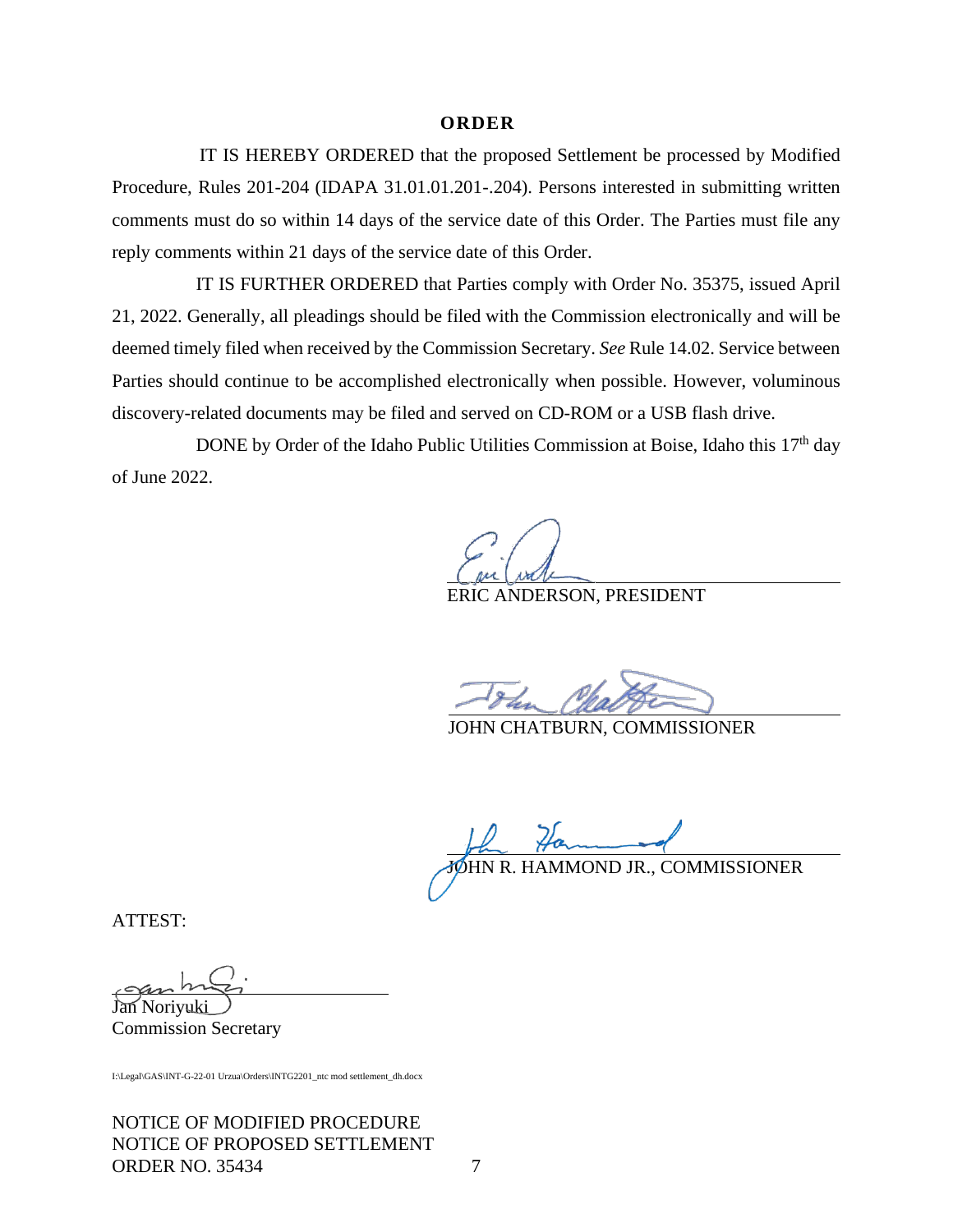**ORDER**

IT IS HEREBY ORDERED that the proposed Settlement be processed by Modified Procedure, Rules 201-204 (IDAPA 31.01.01.201-.204). Persons interested in submitting written comments must do so within 14 days of the service date of this Order. The Parties must file any reply comments within 21 days of the service date of this Order.

IT IS FURTHER ORDERED that Parties comply with Order No. 35375, issued April 21, 2022. Generally, all pleadings should be filed with the Commission electronically and will be deemed timely filed when received by the Commission Secretary. *See* Rule 14.02. Service between Parties should continue to be accomplished electronically when possible. However, voluminous discovery-related documents may be filed and served on CD-ROM or a USB flash drive.

DONE by Order of the Idaho Public Utilities Commission at Boise, Idaho this 17th day of June 2022.

ERIC ANDERSON, PRESIDENT

JOHN CHATBURN, COMMISSIONER

JOHN R. HAMMOND JR., COMMISSIONER

ATTEST:

Jan Noriyuki
Commission Secretary

I:\Legal\GAS\INT-G-22-01 Urzua\Orders\INTG2201_ntc mod settlement_dh.docx

NOTICE OF MODIFIED PROCEDURE
NOTICE OF PROPOSED SETTLEMENT
ORDER NO. 35434